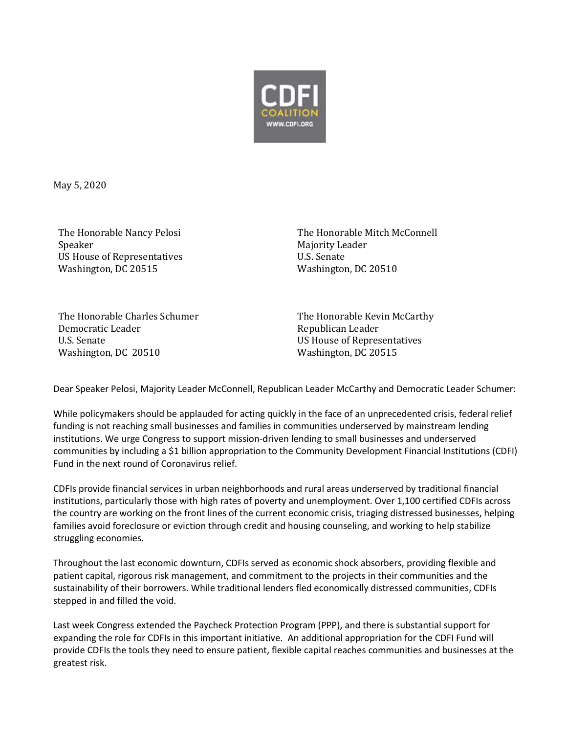CDFI COALITION
WWW.CDFI.ORG

May 5, 2020

The Honorable Nancy Pelosi
Speaker
US House of Representatives
Washington, DC 20515

The Honorable Mitch McConnell
Majority Leader
U.S. Senate
Washington, DC 20510

The Honorable Charles Schumer
Democratic Leader
U.S. Senate
Washington, DC 20510

The Honorable Kevin McCarthy
Republican Leader
US House of Representatives
Washington, DC 20515

Dear Speaker Pelosi, Majority Leader McConnell, Republican Leader McCarthy and Democratic Leader Schumer:

While policymakers should be applauded for acting quickly in the face of an unprecedented crisis, federal relief funding is not reaching small businesses and families in communities underserved by mainstream lending institutions. We urge Congress to support mission-driven lending to small businesses and underserved communities by including a $1 billion appropriation to the Community Development Financial Institutions (CDFI) Fund in the next round of Coronavirus relief.

CDFIs provide financial services in urban neighborhoods and rural areas underserved by traditional financial institutions, particularly those with high rates of poverty and unemployment. Over 1,100 certified CDFIs across the country are working on the front lines of the current economic crisis, triaging distressed businesses, helping families avoid foreclosure or eviction through credit and housing counseling, and working to help stabilize struggling economies.

Throughout the last economic downturn, CDFIs served as economic shock absorbers, providing flexible and patient capital, rigorous risk management, and commitment to the projects in their communities and the sustainability of their borrowers. While traditional lenders fled economically distressed communities, CDFIs stepped in and filled the void.

Last week Congress extended the Paycheck Protection Program (PPP), and there is substantial support for expanding the role for CDFIs in this important initiative. An additional appropriation for the CDFI Fund will provide CDFIs the tools they need to ensure patient, flexible capital reaches communities and businesses at the greatest risk.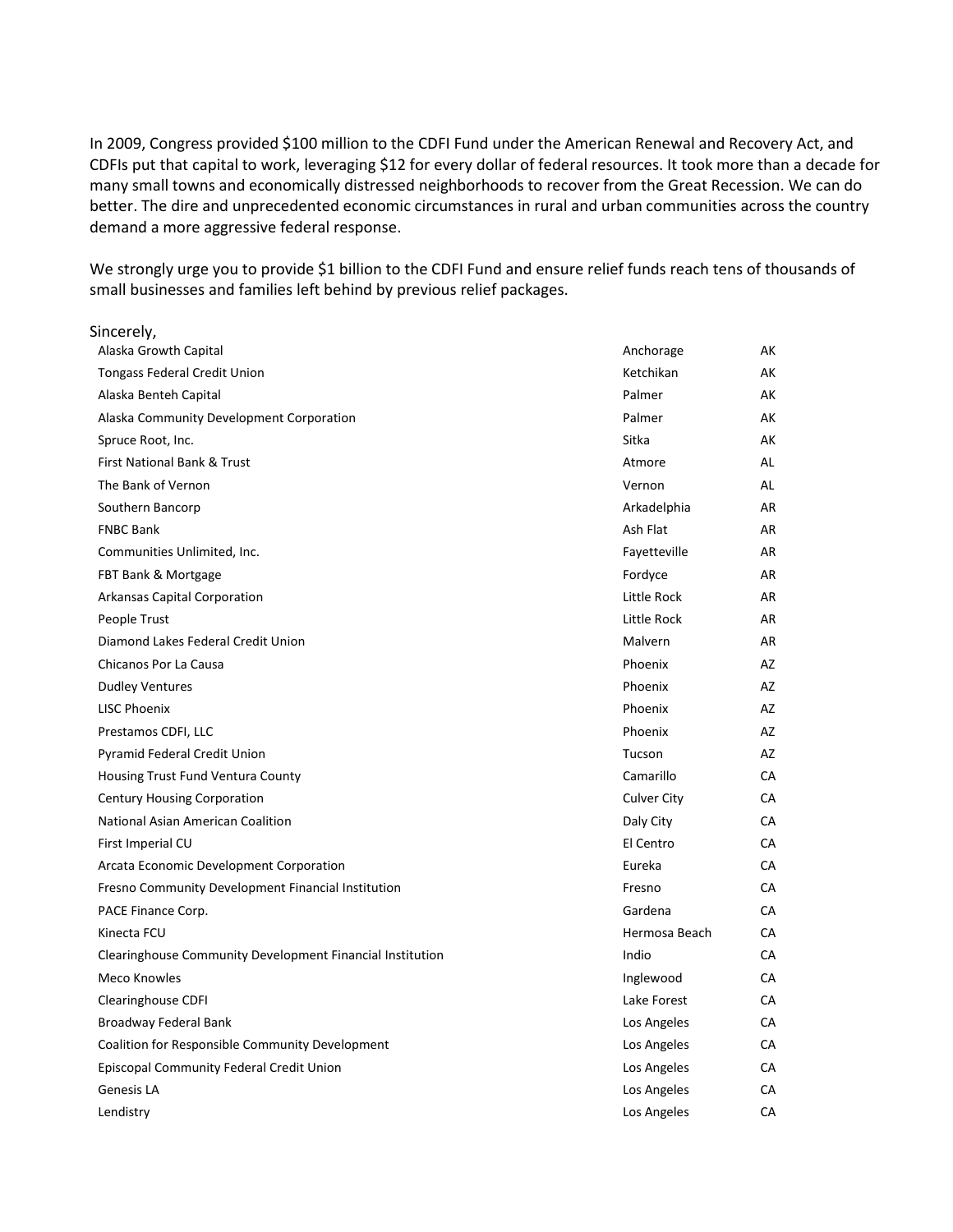In 2009, Congress provided $100 million to the CDFI Fund under the American Renewal and Recovery Act, and CDFIs put that capital to work, leveraging $12 for every dollar of federal resources. It took more than a decade for many small towns and economically distressed neighborhoods to recover from the Great Recession. We can do better. The dire and unprecedented economic circumstances in rural and urban communities across the country demand a more aggressive federal response.

We strongly urge you to provide $1 billion to the CDFI Fund and ensure relief funds reach tens of thousands of small businesses and families left behind by previous relief packages.

Sincerely,

| | | |
|---|---|---|
| Alaska Growth Capital | Anchorage | AK |
| Tongass Federal Credit Union | Ketchikan | AK |
| Alaska Benteh Capital | Palmer | AK |
| Alaska Community Development Corporation | Palmer | AK |
| Spruce Root, Inc. | Sitka | AK |
| First National Bank & Trust | Atmore | AL |
| The Bank of Vernon | Vernon | AL |
| Southern Bancorp | Arkadelphia | AR |
| FNBC Bank | Ash Flat | AR |
| Communities Unlimited, Inc. | Fayetteville | AR |
| FBT Bank & Mortgage | Fordyce | AR |
| Arkansas Capital Corporation | Little Rock | AR |
| People Trust | Little Rock | AR |
| Diamond Lakes Federal Credit Union | Malvern | AR |
| Chicanos Por La Causa | Phoenix | AZ |
| Dudley Ventures | Phoenix | AZ |
| LISC Phoenix | Phoenix | AZ |
| Prestamos CDFI, LLC | Phoenix | AZ |
| Pyramid Federal Credit Union | Tucson | AZ |
| Housing Trust Fund Ventura County | Camarillo | CA |
| Century Housing Corporation | Culver City | CA |
| National Asian American Coalition | Daly City | CA |
| First Imperial CU | El Centro | CA |
| Arcata Economic Development Corporation | Eureka | CA |
| Fresno Community Development Financial Institution | Fresno | CA |
| PACE Finance Corp. | Gardena | CA |
| Kinecta FCU | Hermosa Beach | CA |
| Clearinghouse Community Development Financial Institution | Indio | CA |
| Meco Knowles | Inglewood | CA |
| Clearinghouse CDFI | Lake Forest | CA |
| Broadway Federal Bank | Los Angeles | CA |
| Coalition for Responsible Community Development | Los Angeles | CA |
| Episcopal Community Federal Credit Union | Los Angeles | CA |
| Genesis LA | Los Angeles | CA |
| Lendistry | Los Angeles | CA |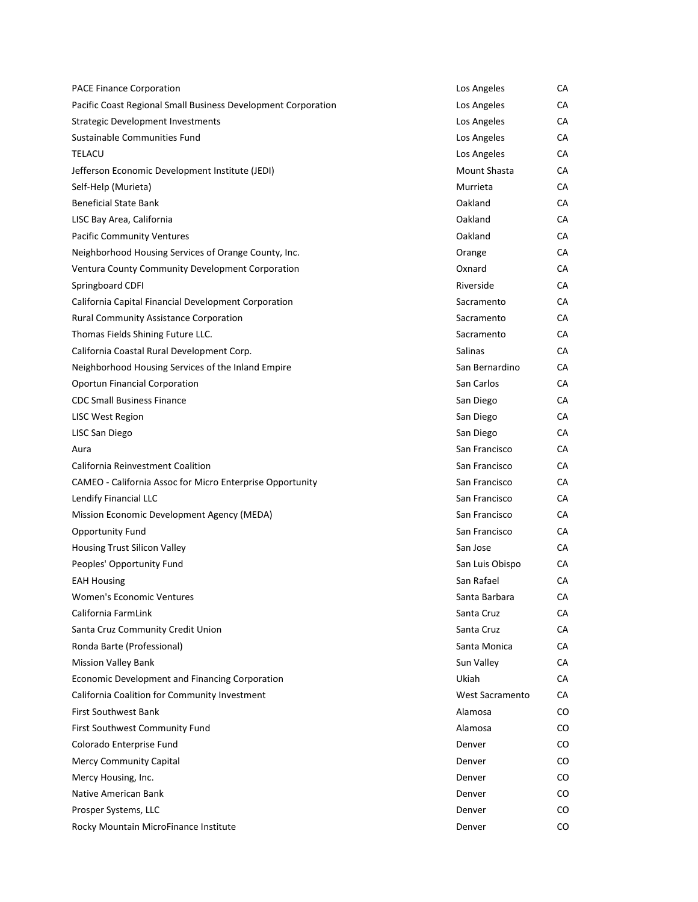| | | |
|---|---|---|
| PACE Finance Corporation | Los Angeles | CA |
| Pacific Coast Regional Small Business Development Corporation | Los Angeles | CA |
| Strategic Development Investments | Los Angeles | CA |
| Sustainable Communities Fund | Los Angeles | CA |
| TELACU | Los Angeles | CA |
| Jefferson Economic Development Institute (JEDI) | Mount Shasta | CA |
| Self-Help (Murieta) | Murrieta | CA |
| Beneficial State Bank | Oakland | CA |
| LISC Bay Area, California | Oakland | CA |
| Pacific Community Ventures | Oakland | CA |
| Neighborhood Housing Services of Orange County, Inc. | Orange | CA |
| Ventura County Community Development Corporation | Oxnard | CA |
| Springboard CDFI | Riverside | CA |
| California Capital Financial Development Corporation | Sacramento | CA |
| Rural Community Assistance Corporation | Sacramento | CA |
| Thomas Fields Shining Future LLC. | Sacramento | CA |
| California Coastal Rural Development Corp. | Salinas | CA |
| Neighborhood Housing Services of the Inland Empire | San Bernardino | CA |
| Oportun Financial Corporation | San Carlos | CA |
| CDC Small Business Finance | San Diego | CA |
| LISC West Region | San Diego | CA |
| LISC San Diego | San Diego | CA |
| Aura | San Francisco | CA |
| California Reinvestment Coalition | San Francisco | CA |
| CAMEO - California Assoc for Micro Enterprise Opportunity | San Francisco | CA |
| Lendify Financial LLC | San Francisco | CA |
| Mission Economic Development Agency (MEDA) | San Francisco | CA |
| Opportunity Fund | San Francisco | CA |
| Housing Trust Silicon Valley | San Jose | CA |
| Peoples' Opportunity Fund | San Luis Obispo | CA |
| EAH Housing | San Rafael | CA |
| Women's Economic Ventures | Santa Barbara | CA |
| California FarmLink | Santa Cruz | CA |
| Santa Cruz Community Credit Union | Santa Cruz | CA |
| Ronda Barte (Professional) | Santa Monica | CA |
| Mission Valley Bank | Sun Valley | CA |
| Economic Development and Financing Corporation | Ukiah | CA |
| California Coalition for Community Investment | West Sacramento | CA |
| First Southwest Bank | Alamosa | CO |
| First Southwest Community Fund | Alamosa | CO |
| Colorado Enterprise Fund | Denver | CO |
| Mercy Community Capital | Denver | CO |
| Mercy Housing, Inc. | Denver | CO |
| Native American Bank | Denver | CO |
| Prosper Systems, LLC | Denver | CO |
| Rocky Mountain MicroFinance Institute | Denver | CO |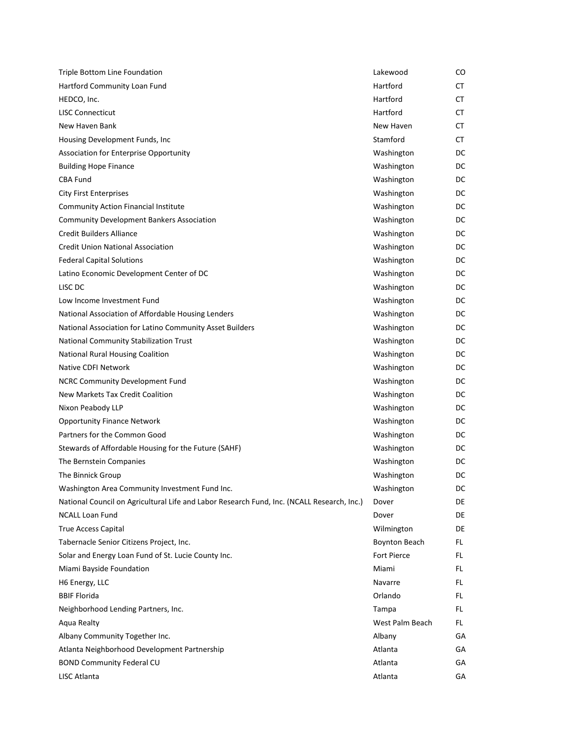| | | |
|---|---|---|
| Triple Bottom Line Foundation | Lakewood | CO |
| Hartford Community Loan Fund | Hartford | CT |
| HEDCO, Inc. | Hartford | CT |
| LISC Connecticut | Hartford | CT |
| New Haven Bank | New Haven | CT |
| Housing Development Funds, Inc | Stamford | CT |
| Association for Enterprise Opportunity | Washington | DC |
| Building Hope Finance | Washington | DC |
| CBA Fund | Washington | DC |
| City First Enterprises | Washington | DC |
| Community Action Financial Institute | Washington | DC |
| Community Development Bankers Association | Washington | DC |
| Credit Builders Alliance | Washington | DC |
| Credit Union National Association | Washington | DC |
| Federal Capital Solutions | Washington | DC |
| Latino Economic Development Center of DC | Washington | DC |
| LISC DC | Washington | DC |
| Low Income Investment Fund | Washington | DC |
| National Association of Affordable Housing Lenders | Washington | DC |
| National Association for Latino Community Asset Builders | Washington | DC |
| National Community Stabilization Trust | Washington | DC |
| National Rural Housing Coalition | Washington | DC |
| Native CDFI Network | Washington | DC |
| NCRC Community Development Fund | Washington | DC |
| New Markets Tax Credit Coalition | Washington | DC |
| Nixon Peabody LLP | Washington | DC |
| Opportunity Finance Network | Washington | DC |
| Partners for the Common Good | Washington | DC |
| Stewards of Affordable Housing for the Future (SAHF) | Washington | DC |
| The Bernstein Companies | Washington | DC |
| The Binnick Group | Washington | DC |
| Washington Area Community Investment Fund Inc. | Washington | DC |
| National Council on Agricultural Life and Labor Research Fund, Inc. (NCALL Research, Inc.) | Dover | DE |
| NCALL Loan Fund | Dover | DE |
| True Access Capital | Wilmington | DE |
| Tabernacle Senior Citizens Project, Inc. | Boynton Beach | FL |
| Solar and Energy Loan Fund of St. Lucie County Inc. | Fort Pierce | FL |
| Miami Bayside Foundation | Miami | FL |
| H6 Energy, LLC | Navarre | FL |
| BBIF Florida | Orlando | FL |
| Neighborhood Lending Partners, Inc. | Tampa | FL |
| Aqua Realty | West Palm Beach | FL |
| Albany Community Together Inc. | Albany | GA |
| Atlanta Neighborhood Development Partnership | Atlanta | GA |
| BOND Community Federal CU | Atlanta | GA |
| LISC Atlanta | Atlanta | GA |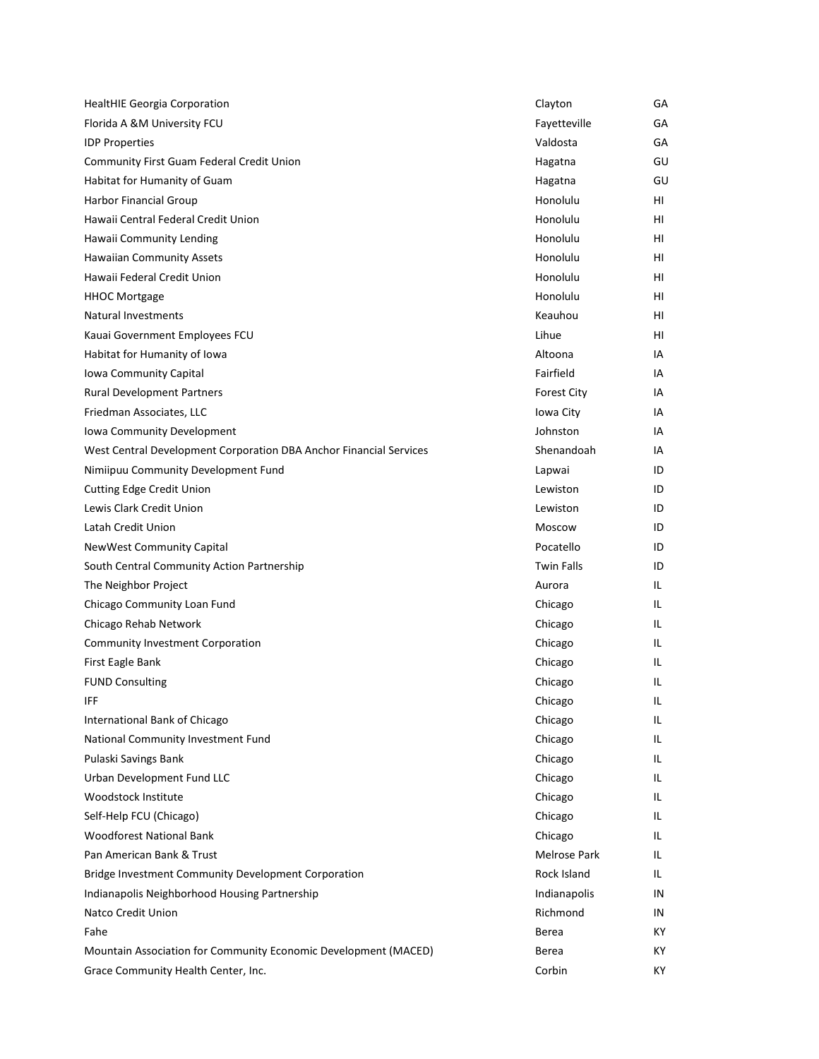| | | |
|---|---|---|
| HealtHIE Georgia Corporation | Clayton | GA |
| Florida A &M University FCU | Fayetteville | GA |
| IDP Properties | Valdosta | GA |
| Community First Guam Federal Credit Union | Hagatna | GU |
| Habitat for Humanity of Guam | Hagatna | GU |
| Harbor Financial Group | Honolulu | HI |
| Hawaii Central Federal Credit Union | Honolulu | HI |
| Hawaii Community Lending | Honolulu | HI |
| Hawaiian Community Assets | Honolulu | HI |
| Hawaii Federal Credit Union | Honolulu | HI |
| HHOC Mortgage | Honolulu | HI |
| Natural Investments | Keauhou | HI |
| Kauai Government Employees FCU | Lihue | HI |
| Habitat for Humanity of Iowa | Altoona | IA |
| Iowa Community Capital | Fairfield | IA |
| Rural Development Partners | Forest City | IA |
| Friedman Associates, LLC | Iowa City | IA |
| Iowa Community Development | Johnston | IA |
| West Central Development Corporation DBA Anchor Financial Services | Shenandoah | IA |
| Nimiipuu Community Development Fund | Lapwai | ID |
| Cutting Edge Credit Union | Lewiston | ID |
| Lewis Clark Credit Union | Lewiston | ID |
| Latah Credit Union | Moscow | ID |
| NewWest Community Capital | Pocatello | ID |
| South Central Community Action Partnership | Twin Falls | ID |
| The Neighbor Project | Aurora | IL |
| Chicago Community Loan Fund | Chicago | IL |
| Chicago Rehab Network | Chicago | IL |
| Community Investment Corporation | Chicago | IL |
| First Eagle Bank | Chicago | IL |
| FUND Consulting | Chicago | IL |
| IFF | Chicago | IL |
| International Bank of Chicago | Chicago | IL |
| National Community Investment Fund | Chicago | IL |
| Pulaski Savings Bank | Chicago | IL |
| Urban Development Fund LLC | Chicago | IL |
| Woodstock Institute | Chicago | IL |
| Self-Help FCU (Chicago) | Chicago | IL |
| Woodforest National Bank | Chicago | IL |
| Pan American Bank & Trust | Melrose Park | IL |
| Bridge Investment Community Development Corporation | Rock Island | IL |
| Indianapolis Neighborhood Housing Partnership | Indianapolis | IN |
| Natco Credit Union | Richmond | IN |
| Fahe | Berea | KY |
| Mountain Association for Community Economic Development (MACED) | Berea | KY |
| Grace Community Health Center, Inc. | Corbin | KY |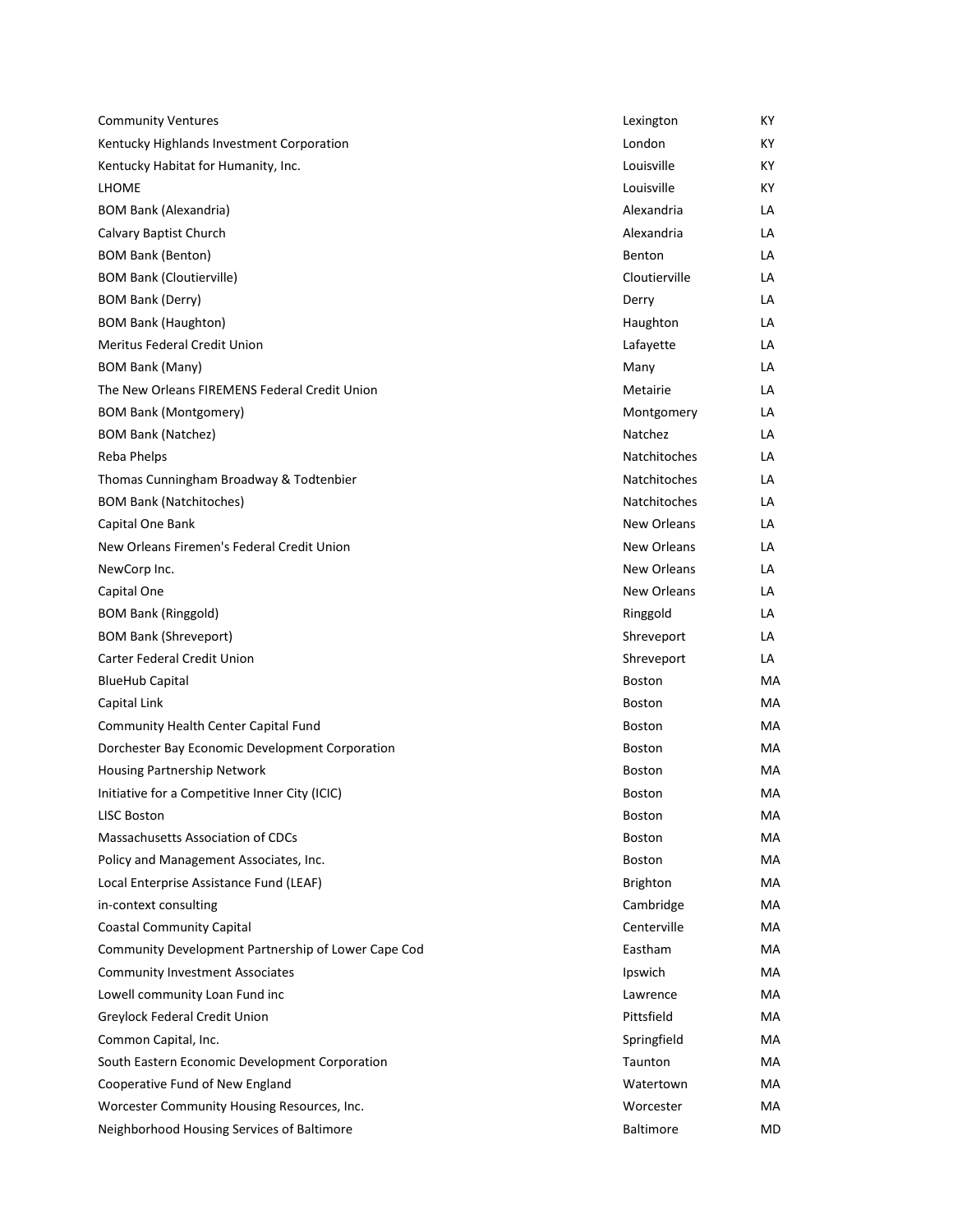| | | |
|---|---|---|
| Community Ventures | Lexington | KY |
| Kentucky Highlands Investment Corporation | London | KY |
| Kentucky Habitat for Humanity, Inc. | Louisville | KY |
| LHOME | Louisville | KY |
| BOM Bank (Alexandria) | Alexandria | LA |
| Calvary Baptist Church | Alexandria | LA |
| BOM Bank (Benton) | Benton | LA |
| BOM Bank (Cloutierville) | Cloutierville | LA |
| BOM Bank (Derry) | Derry | LA |
| BOM Bank (Haughton) | Haughton | LA |
| Meritus Federal Credit Union | Lafayette | LA |
| BOM Bank (Many) | Many | LA |
| The New Orleans FIREMENS Federal Credit Union | Metairie | LA |
| BOM Bank (Montgomery) | Montgomery | LA |
| BOM Bank (Natchez) | Natchez | LA |
| Reba Phelps | Natchitoches | LA |
| Thomas Cunningham Broadway & Todtenbier | Natchitoches | LA |
| BOM Bank (Natchitoches) | Natchitoches | LA |
| Capital One Bank | New Orleans | LA |
| New Orleans Firemen's Federal Credit Union | New Orleans | LA |
| NewCorp Inc. | New Orleans | LA |
| Capital One | New Orleans | LA |
| BOM Bank (Ringgold) | Ringgold | LA |
| BOM Bank (Shreveport) | Shreveport | LA |
| Carter Federal Credit Union | Shreveport | LA |
| BlueHub Capital | Boston | MA |
| Capital Link | Boston | MA |
| Community Health Center Capital Fund | Boston | MA |
| Dorchester Bay Economic Development Corporation | Boston | MA |
| Housing Partnership Network | Boston | MA |
| Initiative for a Competitive Inner City (ICIC) | Boston | MA |
| LISC Boston | Boston | MA |
| Massachusetts Association of CDCs | Boston | MA |
| Policy and Management Associates, Inc. | Boston | MA |
| Local Enterprise Assistance Fund (LEAF) | Brighton | MA |
| in-context consulting | Cambridge | MA |
| Coastal Community Capital | Centerville | MA |
| Community Development Partnership of Lower Cape Cod | Eastham | MA |
| Community Investment Associates | Ipswich | MA |
| Lowell community Loan Fund inc | Lawrence | MA |
| Greylock Federal Credit Union | Pittsfield | MA |
| Common Capital, Inc. | Springfield | MA |
| South Eastern Economic Development Corporation | Taunton | MA |
| Cooperative Fund of New England | Watertown | MA |
| Worcester Community Housing Resources, Inc. | Worcester | MA |
| Neighborhood Housing Services of Baltimore | Baltimore | MD |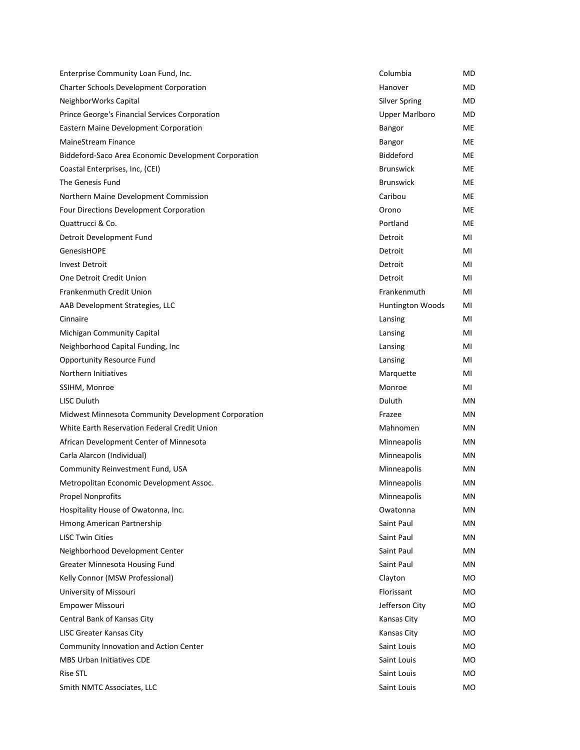| | | |
|---|---|---|
| Enterprise Community Loan Fund, Inc. | Columbia | MD |
| Charter Schools Development Corporation | Hanover | MD |
| NeighborWorks Capital | Silver Spring | MD |
| Prince George's Financial Services Corporation | Upper Marlboro | MD |
| Eastern Maine Development Corporation | Bangor | ME |
| MaineStream Finance | Bangor | ME |
| Biddeford-Saco Area Economic Development Corporation | Biddeford | ME |
| Coastal Enterprises, Inc, (CEI) | Brunswick | ME |
| The Genesis Fund | Brunswick | ME |
| Northern Maine Development Commission | Caribou | ME |
| Four Directions Development Corporation | Orono | ME |
| Quattrucci & Co. | Portland | ME |
| Detroit Development Fund | Detroit | MI |
| GenesisHOPE | Detroit | MI |
| Invest Detroit | Detroit | MI |
| One Detroit Credit Union | Detroit | MI |
| Frankenmuth Credit Union | Frankenmuth | MI |
| AAB Development Strategies, LLC | Huntington Woods | MI |
| Cinnaire | Lansing | MI |
| Michigan Community Capital | Lansing | MI |
| Neighborhood Capital Funding, Inc | Lansing | MI |
| Opportunity Resource Fund | Lansing | MI |
| Northern Initiatives | Marquette | MI |
| SSIHM, Monroe | Monroe | MI |
| LISC Duluth | Duluth | MN |
| Midwest Minnesota Community Development Corporation | Frazee | MN |
| White Earth Reservation Federal Credit Union | Mahnomen | MN |
| African Development Center of Minnesota | Minneapolis | MN |
| Carla Alarcon (Individual) | Minneapolis | MN |
| Community Reinvestment Fund, USA | Minneapolis | MN |
| Metropolitan Economic Development Assoc. | Minneapolis | MN |
| Propel Nonprofits | Minneapolis | MN |
| Hospitality House of Owatonna, Inc. | Owatonna | MN |
| Hmong American Partnership | Saint Paul | MN |
| LISC Twin Cities | Saint Paul | MN |
| Neighborhood Development Center | Saint Paul | MN |
| Greater Minnesota Housing Fund | Saint Paul | MN |
| Kelly Connor (MSW Professional) | Clayton | MO |
| University of Missouri | Florissant | MO |
| Empower Missouri | Jefferson City | MO |
| Central Bank of Kansas City | Kansas City | MO |
| LISC Greater Kansas City | Kansas City | MO |
| Community Innovation and Action Center | Saint Louis | MO |
| MBS Urban Initiatives CDE | Saint Louis | MO |
| Rise STL | Saint Louis | MO |
| Smith NMTC Associates, LLC | Saint Louis | MO |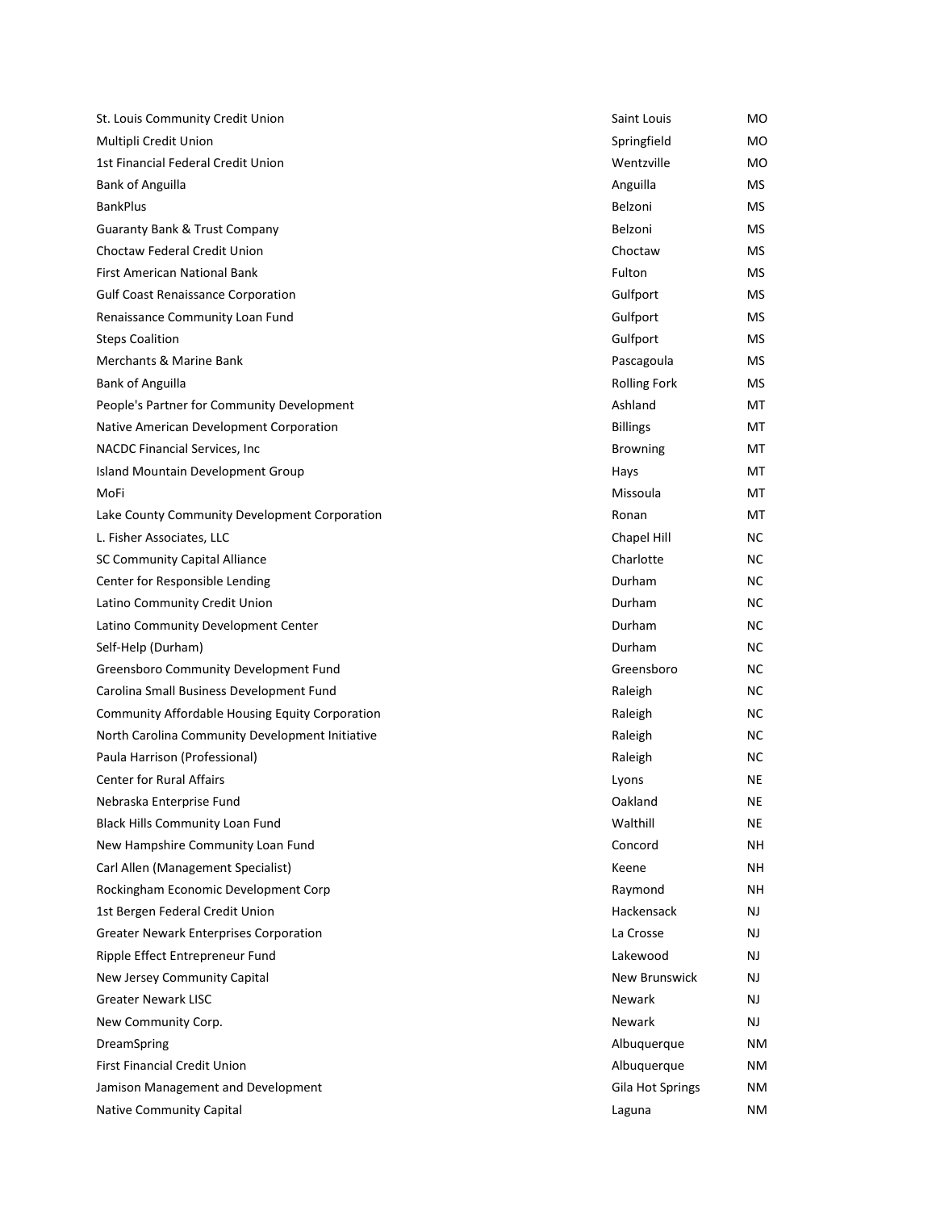| | | |
|---|---|---|
| St. Louis Community Credit Union | Saint Louis | MO |
| Multipli Credit Union | Springfield | MO |
| 1st Financial Federal Credit Union | Wentzville | MO |
| Bank of Anguilla | Anguilla | MS |
| BankPlus | Belzoni | MS |
| Guaranty Bank & Trust Company | Belzoni | MS |
| Choctaw Federal Credit Union | Choctaw | MS |
| First American National Bank | Fulton | MS |
| Gulf Coast Renaissance Corporation | Gulfport | MS |
| Renaissance Community Loan Fund | Gulfport | MS |
| Steps Coalition | Gulfport | MS |
| Merchants & Marine Bank | Pascagoula | MS |
| Bank of Anguilla | Rolling Fork | MS |
| People's Partner for Community Development | Ashland | MT |
| Native American Development Corporation | Billings | MT |
| NACDC Financial Services, Inc | Browning | MT |
| Island Mountain Development Group | Hays | MT |
| MoFi | Missoula | MT |
| Lake County Community Development Corporation | Ronan | MT |
| L. Fisher Associates, LLC | Chapel Hill | NC |
| SC Community Capital Alliance | Charlotte | NC |
| Center for Responsible Lending | Durham | NC |
| Latino Community Credit Union | Durham | NC |
| Latino Community Development Center | Durham | NC |
| Self-Help (Durham) | Durham | NC |
| Greensboro Community Development Fund | Greensboro | NC |
| Carolina Small Business Development Fund | Raleigh | NC |
| Community Affordable Housing Equity Corporation | Raleigh | NC |
| North Carolina Community Development Initiative | Raleigh | NC |
| Paula Harrison (Professional) | Raleigh | NC |
| Center for Rural Affairs | Lyons | NE |
| Nebraska Enterprise Fund | Oakland | NE |
| Black Hills Community Loan Fund | Walthill | NE |
| New Hampshire Community Loan Fund | Concord | NH |
| Carl Allen (Management Specialist) | Keene | NH |
| Rockingham Economic Development Corp | Raymond | NH |
| 1st Bergen Federal Credit Union | Hackensack | NJ |
| Greater Newark Enterprises Corporation | La Crosse | NJ |
| Ripple Effect Entrepreneur Fund | Lakewood | NJ |
| New Jersey Community Capital | New Brunswick | NJ |
| Greater Newark LISC | Newark | NJ |
| New Community Corp. | Newark | NJ |
| DreamSpring | Albuquerque | NM |
| First Financial Credit Union | Albuquerque | NM |
| Jamison Management and Development | Gila Hot Springs | NM |
| Native Community Capital | Laguna | NM |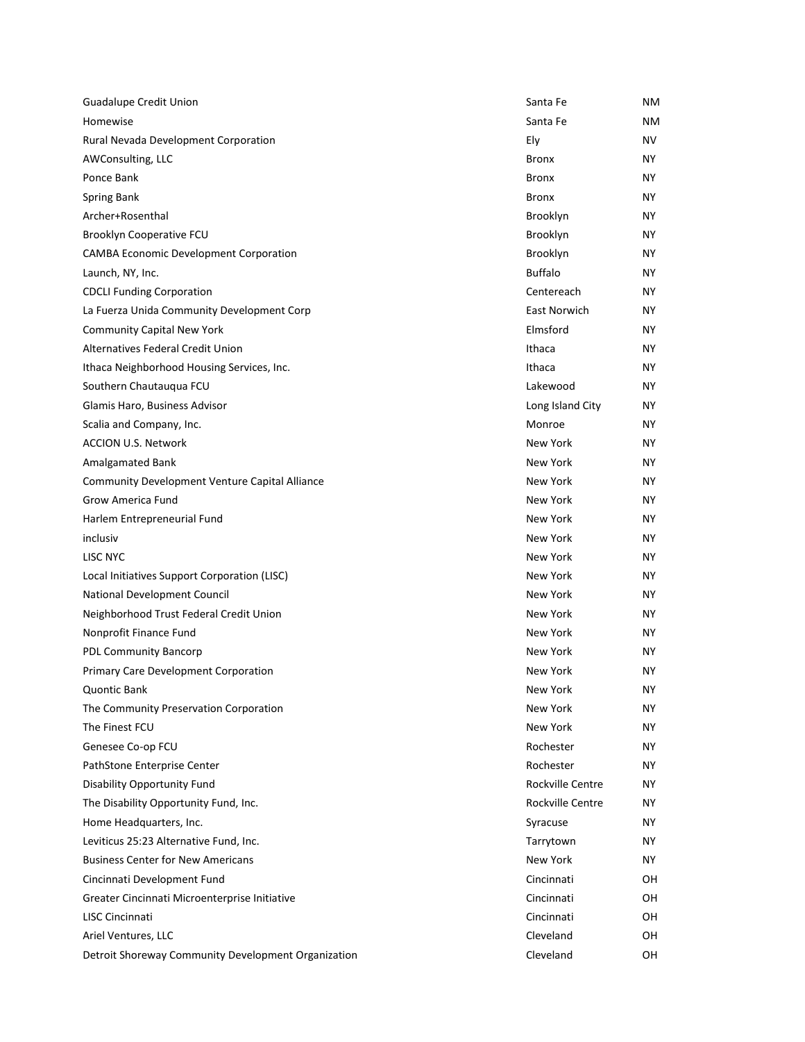| | | |
|---|---|---|
| Guadalupe Credit Union | Santa Fe | NM |
| Homewise | Santa Fe | NM |
| Rural Nevada Development Corporation | Ely | NV |
| AWConsulting, LLC | Bronx | NY |
| Ponce Bank | Bronx | NY |
| Spring Bank | Bronx | NY |
| Archer+Rosenthal | Brooklyn | NY |
| Brooklyn Cooperative FCU | Brooklyn | NY |
| CAMBA Economic Development Corporation | Brooklyn | NY |
| Launch, NY, Inc. | Buffalo | NY |
| CDCLI Funding Corporation | Centereach | NY |
| La Fuerza Unida Community Development Corp | East Norwich | NY |
| Community Capital New York | Elmsford | NY |
| Alternatives Federal Credit Union | Ithaca | NY |
| Ithaca Neighborhood Housing Services, Inc. | Ithaca | NY |
| Southern Chautauqua FCU | Lakewood | NY |
| Glamis Haro, Business Advisor | Long Island City | NY |
| Scalia and Company, Inc. | Monroe | NY |
| ACCION U.S. Network | New York | NY |
| Amalgamated Bank | New York | NY |
| Community Development Venture Capital Alliance | New York | NY |
| Grow America Fund | New York | NY |
| Harlem Entrepreneurial Fund | New York | NY |
| inclusiv | New York | NY |
| LISC NYC | New York | NY |
| Local Initiatives Support Corporation (LISC) | New York | NY |
| National Development Council | New York | NY |
| Neighborhood Trust Federal Credit Union | New York | NY |
| Nonprofit Finance Fund | New York | NY |
| PDL Community Bancorp | New York | NY |
| Primary Care Development Corporation | New York | NY |
| Quontic Bank | New York | NY |
| The Community Preservation Corporation | New York | NY |
| The Finest FCU | New York | NY |
| Genesee Co-op FCU | Rochester | NY |
| PathStone Enterprise Center | Rochester | NY |
| Disability Opportunity Fund | Rockville Centre | NY |
| The Disability Opportunity Fund, Inc. | Rockville Centre | NY |
| Home Headquarters, Inc. | Syracuse | NY |
| Leviticus 25:23 Alternative Fund, Inc. | Tarrytown | NY |
| Business Center for New Americans | New York | NY |
| Cincinnati Development Fund | Cincinnati | OH |
| Greater Cincinnati Microenterprise Initiative | Cincinnati | OH |
| LISC Cincinnati | Cincinnati | OH |
| Ariel Ventures, LLC | Cleveland | OH |
| Detroit Shoreway Community Development Organization | Cleveland | OH |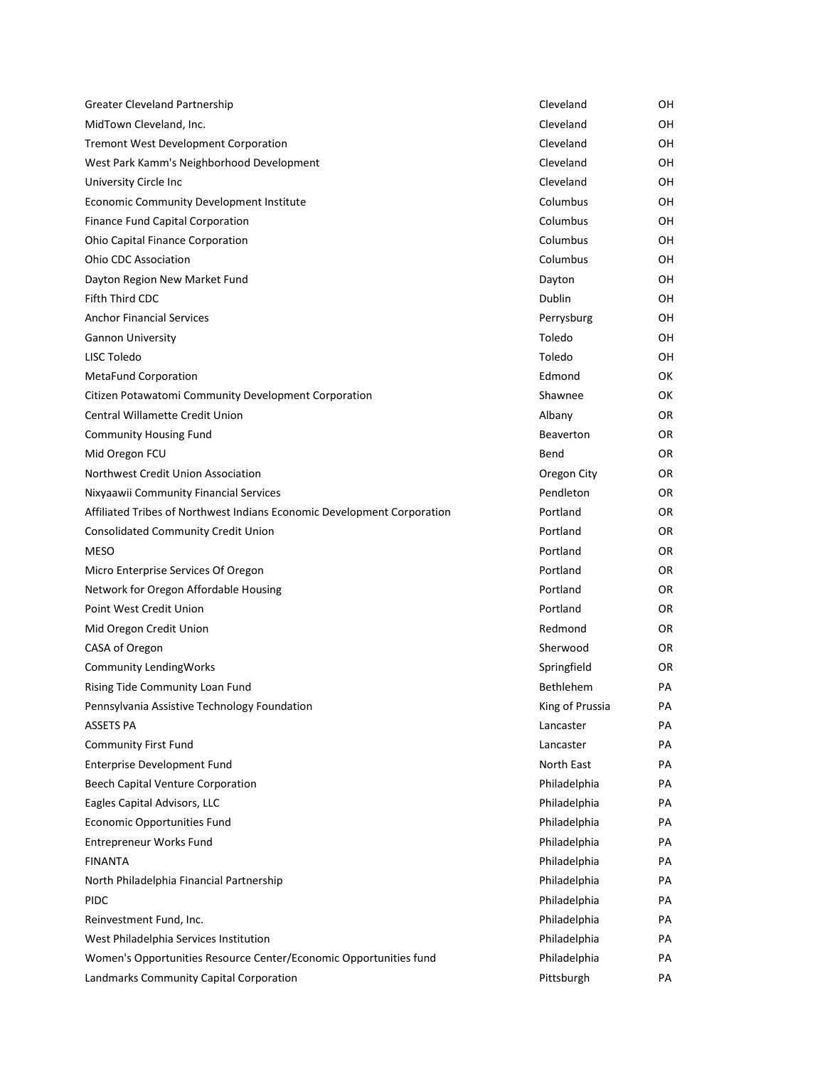| | | |
|---|---|---|
| Greater Cleveland Partnership | Cleveland | OH |
| MidTown Cleveland, Inc. | Cleveland | OH |
| Tremont West Development Corporation | Cleveland | OH |
| West Park Kamm's Neighborhood Development | Cleveland | OH |
| University Circle Inc | Cleveland | OH |
| Economic Community Development Institute | Columbus | OH |
| Finance Fund Capital Corporation | Columbus | OH |
| Ohio Capital Finance Corporation | Columbus | OH |
| Ohio CDC Association | Columbus | OH |
| Dayton Region New Market Fund | Dayton | OH |
| Fifth Third CDC | Dublin | OH |
| Anchor Financial Services | Perrysburg | OH |
| Gannon University | Toledo | OH |
| LISC Toledo | Toledo | OH |
| MetaFund Corporation | Edmond | OK |
| Citizen Potawatomi Community Development Corporation | Shawnee | OK |
| Central Willamette Credit Union | Albany | OR |
| Community Housing Fund | Beaverton | OR |
| Mid Oregon FCU | Bend | OR |
| Northwest Credit Union Association | Oregon City | OR |
| Nixyaawii Community Financial Services | Pendleton | OR |
| Affiliated Tribes of Northwest Indians Economic Development Corporation | Portland | OR |
| Consolidated Community Credit Union | Portland | OR |
| MESO | Portland | OR |
| Micro Enterprise Services Of Oregon | Portland | OR |
| Network for Oregon Affordable Housing | Portland | OR |
| Point West Credit Union | Portland | OR |
| Mid Oregon Credit Union | Redmond | OR |
| CASA of Oregon | Sherwood | OR |
| Community LendingWorks | Springfield | OR |
| Rising Tide Community Loan Fund | Bethlehem | PA |
| Pennsylvania Assistive Technology Foundation | King of Prussia | PA |
| ASSETS PA | Lancaster | PA |
| Community First Fund | Lancaster | PA |
| Enterprise Development Fund | North East | PA |
| Beech Capital Venture Corporation | Philadelphia | PA |
| Eagles Capital Advisors, LLC | Philadelphia | PA |
| Economic Opportunities Fund | Philadelphia | PA |
| Entrepreneur Works Fund | Philadelphia | PA |
| FINANTA | Philadelphia | PA |
| North Philadelphia Financial Partnership | Philadelphia | PA |
| PIDC | Philadelphia | PA |
| Reinvestment Fund, Inc. | Philadelphia | PA |
| West Philadelphia Services Institution | Philadelphia | PA |
| Women's Opportunities Resource Center/Economic Opportunities fund | Philadelphia | PA |
| Landmarks Community Capital Corporation | Pittsburgh | PA |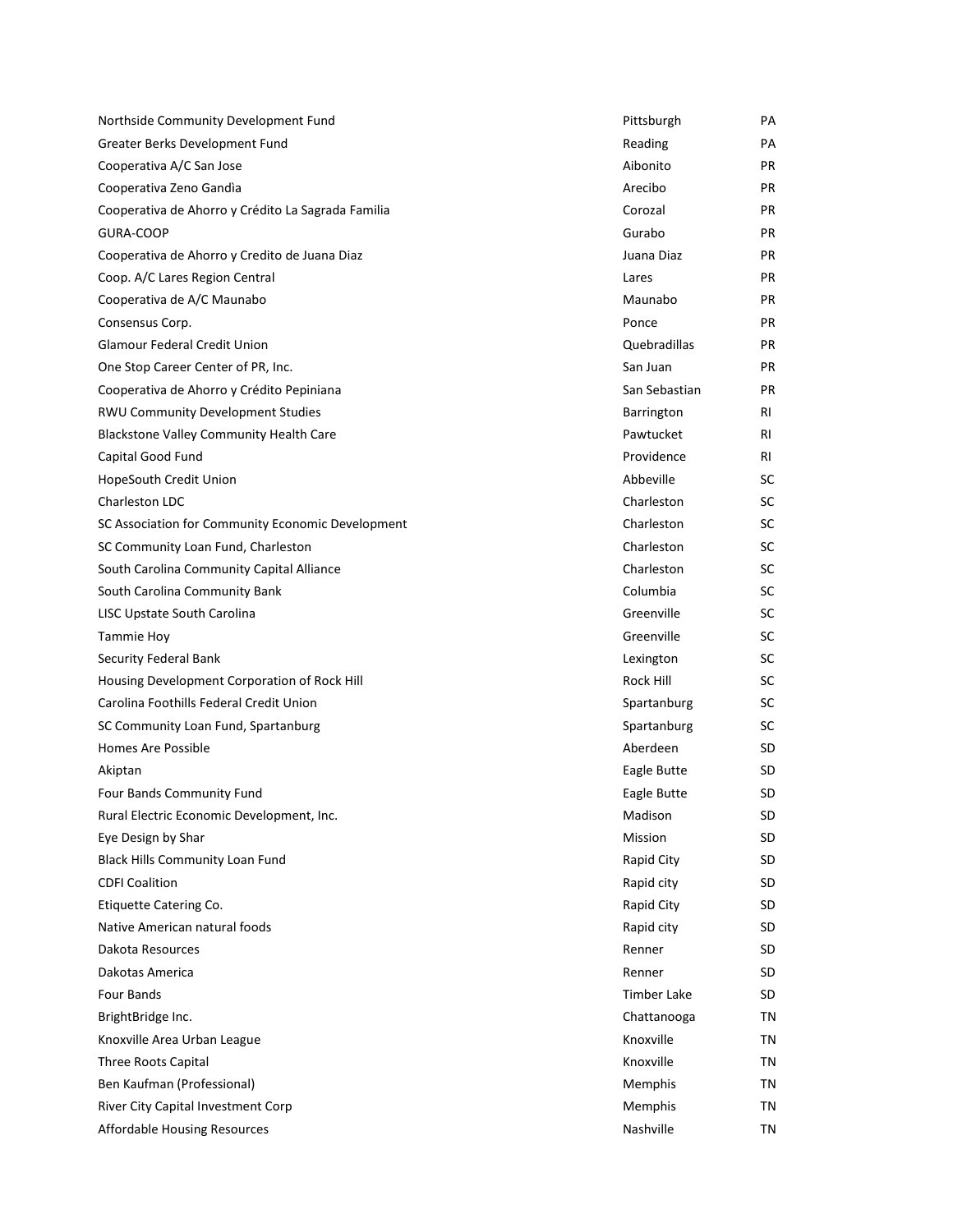| | | |
|---|---|---|
| Northside Community Development Fund | Pittsburgh | PA |
| Greater Berks Development Fund | Reading | PA |
| Cooperativa A/C San Jose | Aibonito | PR |
| Cooperativa Zeno Gandìa | Arecibo | PR |
| Cooperativa de Ahorro y Crédito La Sagrada Familia | Corozal | PR |
| GURA-COOP | Gurabo | PR |
| Cooperativa de Ahorro y Credito de Juana Diaz | Juana Diaz | PR |
| Coop. A/C Lares Region Central | Lares | PR |
| Cooperativa de A/C Maunabo | Maunabo | PR |
| Consensus Corp. | Ponce | PR |
| Glamour Federal Credit Union | Quebradillas | PR |
| One Stop Career Center of PR, Inc. | San Juan | PR |
| Cooperativa de Ahorro y Crédito Pepiniana | San Sebastian | PR |
| RWU Community Development Studies | Barrington | RI |
| Blackstone Valley Community Health Care | Pawtucket | RI |
| Capital Good Fund | Providence | RI |
| HopeSouth Credit Union | Abbeville | SC |
| Charleston LDC | Charleston | SC |
| SC Association for Community Economic Development | Charleston | SC |
| SC Community Loan Fund, Charleston | Charleston | SC |
| South Carolina Community Capital Alliance | Charleston | SC |
| South Carolina Community Bank | Columbia | SC |
| LISC Upstate South Carolina | Greenville | SC |
| Tammie Hoy | Greenville | SC |
| Security Federal Bank | Lexington | SC |
| Housing Development Corporation of Rock Hill | Rock Hill | SC |
| Carolina Foothills Federal Credit Union | Spartanburg | SC |
| SC Community Loan Fund, Spartanburg | Spartanburg | SC |
| Homes Are Possible | Aberdeen | SD |
| Akiptan | Eagle Butte | SD |
| Four Bands Community Fund | Eagle Butte | SD |
| Rural Electric Economic Development, Inc. | Madison | SD |
| Eye Design by Shar | Mission | SD |
| Black Hills Community Loan Fund | Rapid City | SD |
| CDFI Coalition | Rapid city | SD |
| Etiquette Catering Co. | Rapid City | SD |
| Native American natural foods | Rapid city | SD |
| Dakota Resources | Renner | SD |
| Dakotas America | Renner | SD |
| Four Bands | Timber Lake | SD |
| BrightBridge Inc. | Chattanooga | TN |
| Knoxville Area Urban League | Knoxville | TN |
| Three Roots Capital | Knoxville | TN |
| Ben Kaufman (Professional) | Memphis | TN |
| River City Capital Investment Corp | Memphis | TN |
| Affordable Housing Resources | Nashville | TN |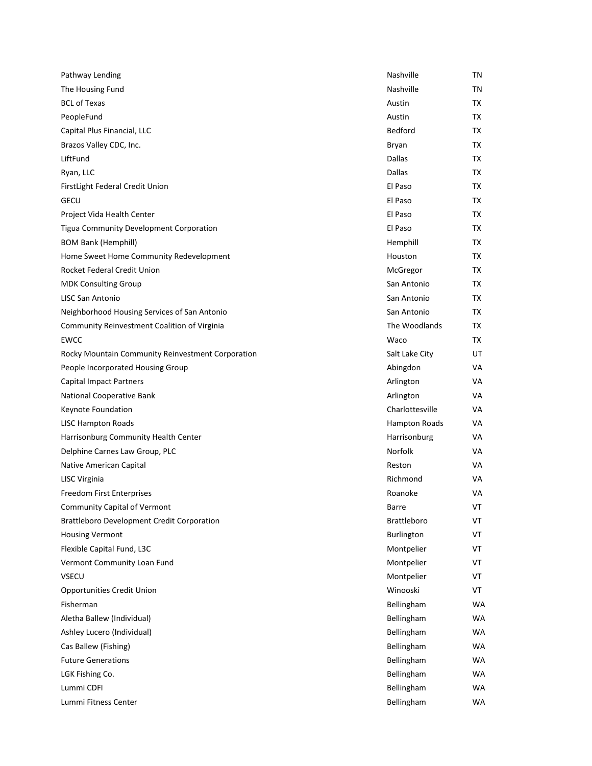| | | |
|---|---|---|
| Pathway Lending | Nashville | TN |
| The Housing Fund | Nashville | TN |
| BCL of Texas | Austin | TX |
| PeopleFund | Austin | TX |
| Capital Plus Financial, LLC | Bedford | TX |
| Brazos Valley CDC, Inc. | Bryan | TX |
| LiftFund | Dallas | TX |
| Ryan, LLC | Dallas | TX |
| FirstLight Federal Credit Union | El Paso | TX |
| GECU | El Paso | TX |
| Project Vida Health Center | El Paso | TX |
| Tigua Community Development Corporation | El Paso | TX |
| BOM Bank (Hemphill) | Hemphill | TX |
| Home Sweet Home Community Redevelopment | Houston | TX |
| Rocket Federal Credit Union | McGregor | TX |
| MDK Consulting Group | San Antonio | TX |
| LISC San Antonio | San Antonio | TX |
| Neighborhood Housing Services of San Antonio | San Antonio | TX |
| Community Reinvestment Coalition of Virginia | The Woodlands | TX |
| EWCC | Waco | TX |
| Rocky Mountain Community Reinvestment Corporation | Salt Lake City | UT |
| People Incorporated Housing Group | Abingdon | VA |
| Capital Impact Partners | Arlington | VA |
| National Cooperative Bank | Arlington | VA |
| Keynote Foundation | Charlottesville | VA |
| LISC Hampton Roads | Hampton Roads | VA |
| Harrisonburg Community Health Center | Harrisonburg | VA |
| Delphine Carnes Law Group, PLC | Norfolk | VA |
| Native American Capital | Reston | VA |
| LISC Virginia | Richmond | VA |
| Freedom First Enterprises | Roanoke | VA |
| Community Capital of Vermont | Barre | VT |
| Brattleboro Development Credit Corporation | Brattleboro | VT |
| Housing Vermont | Burlington | VT |
| Flexible Capital Fund, L3C | Montpelier | VT |
| Vermont Community Loan Fund | Montpelier | VT |
| VSECU | Montpelier | VT |
| Opportunities Credit Union | Winooski | VT |
| Fisherman | Bellingham | WA |
| Aletha Ballew (Individual) | Bellingham | WA |
| Ashley Lucero (Individual) | Bellingham | WA |
| Cas Ballew (Fishing) | Bellingham | WA |
| Future Generations | Bellingham | WA |
| LGK Fishing Co. | Bellingham | WA |
| Lummi CDFI | Bellingham | WA |
| Lummi Fitness Center | Bellingham | WA |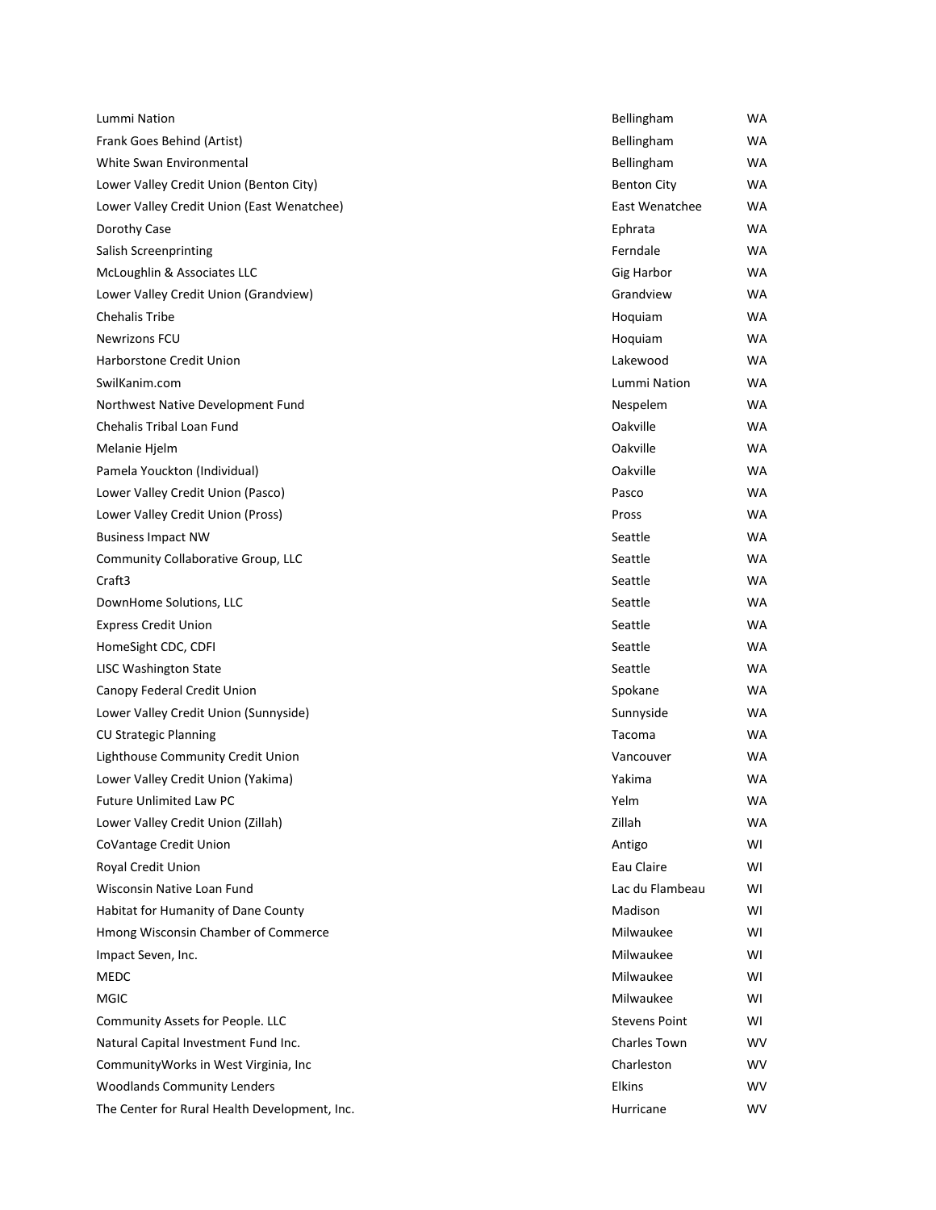| | | |
|---|---|---|
| Lummi Nation | Bellingham | WA |
| Frank Goes Behind (Artist) | Bellingham | WA |
| White Swan Environmental | Bellingham | WA |
| Lower Valley Credit Union (Benton City) | Benton City | WA |
| Lower Valley Credit Union (East Wenatchee) | East Wenatchee | WA |
| Dorothy Case | Ephrata | WA |
| Salish Screenprinting | Ferndale | WA |
| McLoughlin & Associates LLC | Gig Harbor | WA |
| Lower Valley Credit Union (Grandview) | Grandview | WA |
| Chehalis Tribe | Hoquiam | WA |
| Newrizons FCU | Hoquiam | WA |
| Harborstone Credit Union | Lakewood | WA |
| SwilKanim.com | Lummi Nation | WA |
| Northwest Native Development Fund | Nespelem | WA |
| Chehalis Tribal Loan Fund | Oakville | WA |
| Melanie Hjelm | Oakville | WA |
| Pamela Youckton (Individual) | Oakville | WA |
| Lower Valley Credit Union (Pasco) | Pasco | WA |
| Lower Valley Credit Union (Pross) | Pross | WA |
| Business Impact NW | Seattle | WA |
| Community Collaborative Group, LLC | Seattle | WA |
| Craft3 | Seattle | WA |
| DownHome Solutions, LLC | Seattle | WA |
| Express Credit Union | Seattle | WA |
| HomeSight CDC, CDFI | Seattle | WA |
| LISC Washington State | Seattle | WA |
| Canopy Federal Credit Union | Spokane | WA |
| Lower Valley Credit Union (Sunnyside) | Sunnyside | WA |
| CU Strategic Planning | Tacoma | WA |
| Lighthouse Community Credit Union | Vancouver | WA |
| Lower Valley Credit Union (Yakima) | Yakima | WA |
| Future Unlimited Law PC | Yelm | WA |
| Lower Valley Credit Union (Zillah) | Zillah | WA |
| CoVantage Credit Union | Antigo | WI |
| Royal Credit Union | Eau Claire | WI |
| Wisconsin Native Loan Fund | Lac du Flambeau | WI |
| Habitat for Humanity of Dane County | Madison | WI |
| Hmong Wisconsin Chamber of Commerce | Milwaukee | WI |
| Impact Seven, Inc. | Milwaukee | WI |
| MEDC | Milwaukee | WI |
| MGIC | Milwaukee | WI |
| Community Assets for People. LLC | Stevens Point | WI |
| Natural Capital Investment Fund Inc. | Charles Town | WV |
| CommunityWorks in West Virginia, Inc | Charleston | WV |
| Woodlands Community Lenders | Elkins | WV |
| The Center for Rural Health Development, Inc. | Hurricane | WV |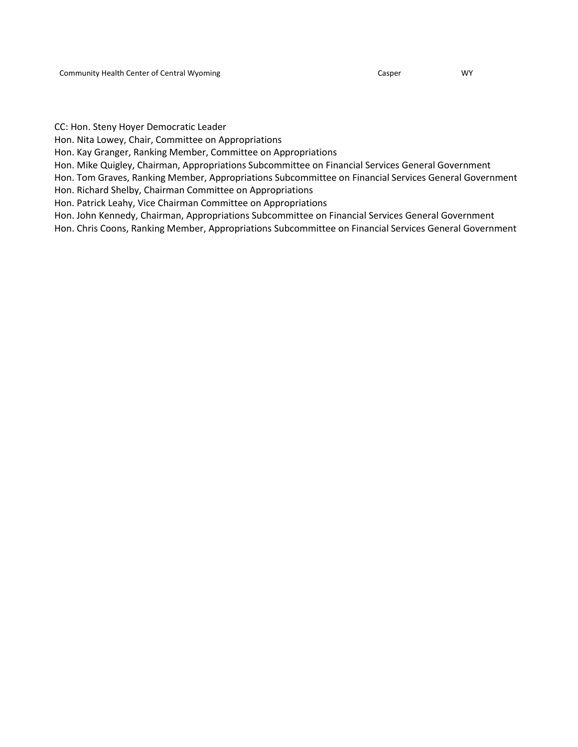| | | |
|---|---|---|
| Community Health Center of Central Wyoming | Casper | WY |

CC: Hon. Steny Hoyer Democratic Leader
Hon. Nita Lowey, Chair, Committee on Appropriations
Hon. Kay Granger, Ranking Member, Committee on Appropriations
Hon. Mike Quigley, Chairman, Appropriations Subcommittee on Financial Services General Government
Hon. Tom Graves, Ranking Member, Appropriations Subcommittee on Financial Services General Government
Hon. Richard Shelby, Chairman Committee on Appropriations
Hon. Patrick Leahy, Vice Chairman Committee on Appropriations
Hon. John Kennedy, Chairman, Appropriations Subcommittee on Financial Services General Government
Hon. Chris Coons, Ranking Member, Appropriations Subcommittee on Financial Services General Government